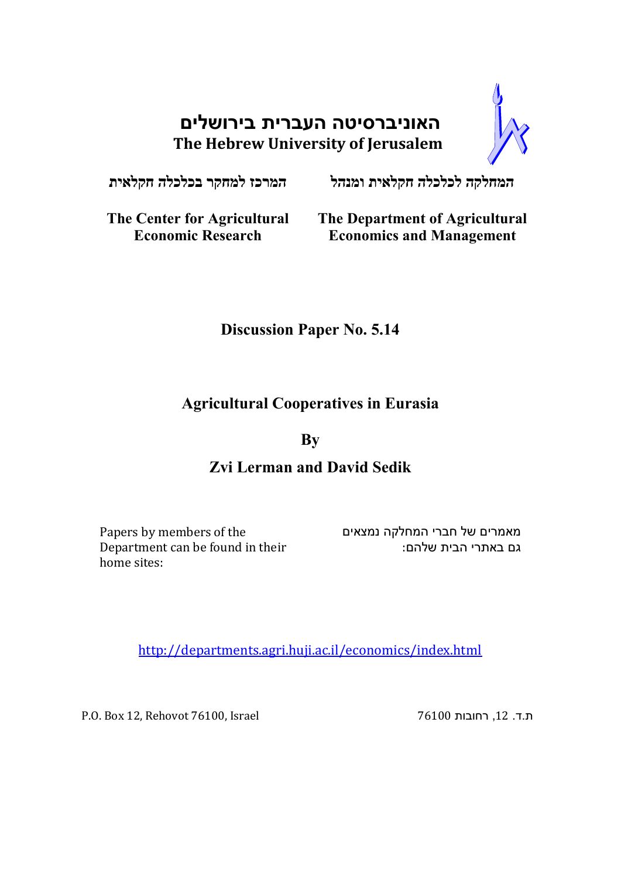**האוניברסיטה העברית בירושלים**
**The Hebrew University of Jerusalem**

**המחלקה לכלכלה חקלאית ומנהל**

**The Department of Agricultural Economics and Management**

**המרכז למחקר בכלכלה חקלאית**

**The Center for Agricultural Economic Research**

## Discussion Paper No. 5.14

# Agricultural Cooperatives in Eurasia

**By**

## Zvi Lerman and David Sedik

Papers by members of the Department can be found in their home sites:

מאמרים של חברי המחלקה נמצאים גם באתרי הבית שלהם:

http://departments.agri.huji.ac.il/economics/index.html

P.O. Box 12, Rehovot 76100, Israel

ת.ד. 12, רחובות 76100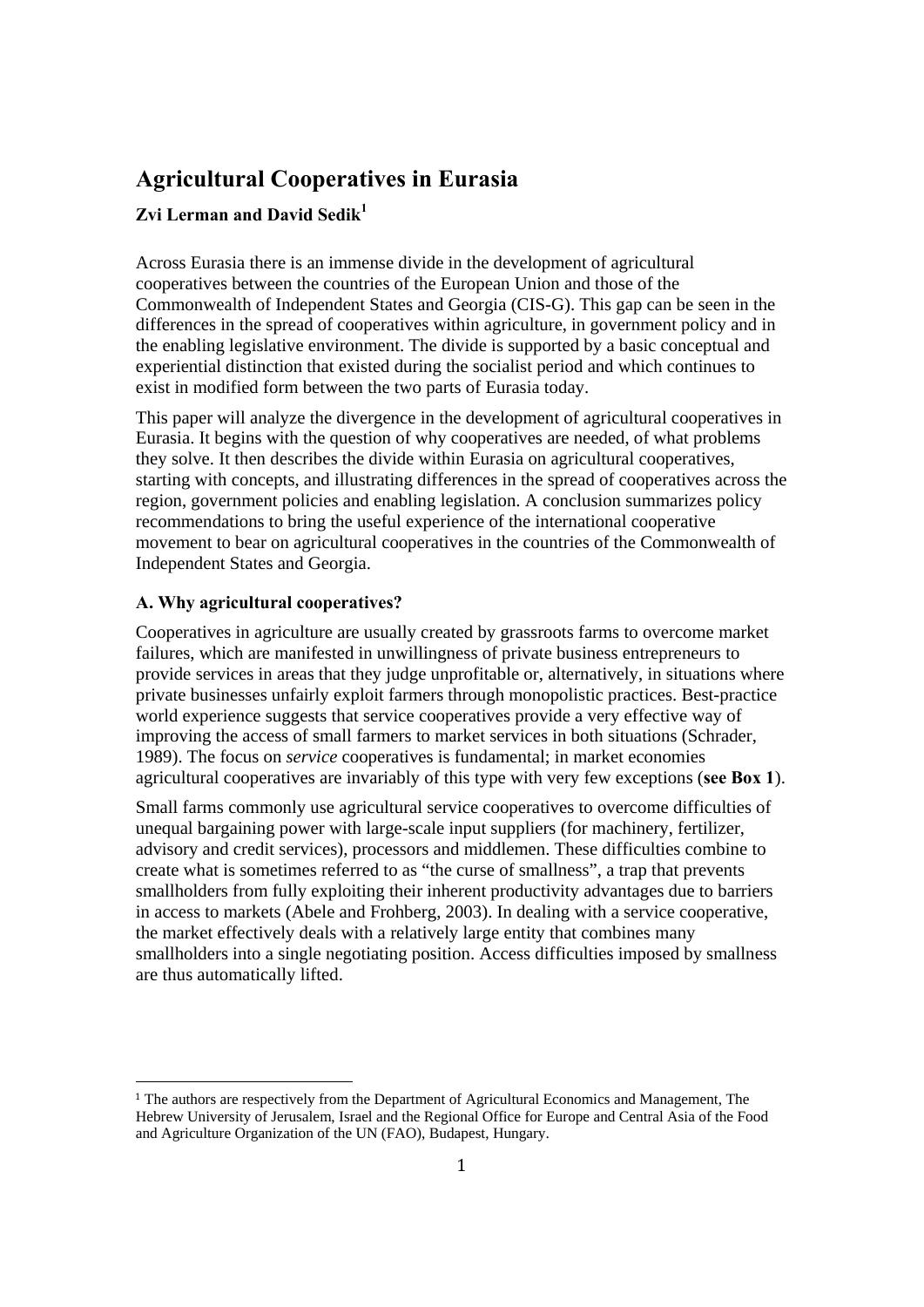# Agricultural Cooperatives in Eurasia

**Zvi Lerman and David Sedik[1]**

Across Eurasia there is an immense divide in the development of agricultural cooperatives between the countries of the European Union and those of the Commonwealth of Independent States and Georgia (CIS-G). This gap can be seen in the differences in the spread of cooperatives within agriculture, in government policy and in the enabling legislative environment. The divide is supported by a basic conceptual and experiential distinction that existed during the socialist period and which continues to exist in modified form between the two parts of Eurasia today.

This paper will analyze the divergence in the development of agricultural cooperatives in Eurasia. It begins with the question of why cooperatives are needed, of what problems they solve. It then describes the divide within Eurasia on agricultural cooperatives, starting with concepts, and illustrating differences in the spread of cooperatives across the region, government policies and enabling legislation. A conclusion summarizes policy recommendations to bring the useful experience of the international cooperative movement to bear on agricultural cooperatives in the countries of the Commonwealth of Independent States and Georgia.

### A. Why agricultural cooperatives?

Cooperatives in agriculture are usually created by grassroots farms to overcome market failures, which are manifested in unwillingness of private business entrepreneurs to provide services in areas that they judge unprofitable or, alternatively, in situations where private businesses unfairly exploit farmers through monopolistic practices. Best-practice world experience suggests that service cooperatives provide a very effective way of improving the access of small farmers to market services in both situations (Schrader, 1989). The focus on *service* cooperatives is fundamental; in market economies agricultural cooperatives are invariably of this type with very few exceptions (**see Box 1**).

Small farms commonly use agricultural service cooperatives to overcome difficulties of unequal bargaining power with large-scale input suppliers (for machinery, fertilizer, advisory and credit services), processors and middlemen. These difficulties combine to create what is sometimes referred to as "the curse of smallness", a trap that prevents smallholders from fully exploiting their inherent productivity advantages due to barriers in access to markets (Abele and Frohberg, 2003). In dealing with a service cooperative, the market effectively deals with a relatively large entity that combines many smallholders into a single negotiating position. Access difficulties imposed by smallness are thus automatically lifted.

[1] The authors are respectively from the Department of Agricultural Economics and Management, The Hebrew University of Jerusalem, Israel and the Regional Office for Europe and Central Asia of the Food and Agriculture Organization of the UN (FAO), Budapest, Hungary.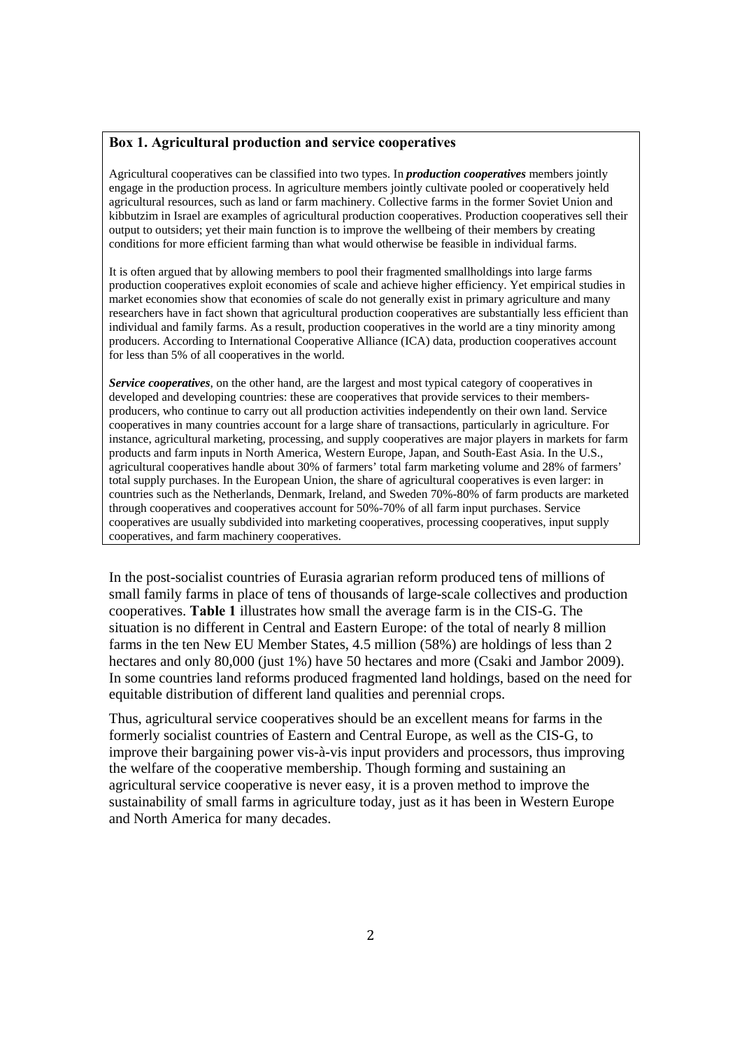**Box 1. Agricultural production and service cooperatives**

Agricultural cooperatives can be classified into two types. In ***production cooperatives*** members jointly engage in the production process. In agriculture members jointly cultivate pooled or cooperatively held agricultural resources, such as land or farm machinery. Collective farms in the former Soviet Union and kibbutzim in Israel are examples of agricultural production cooperatives. Production cooperatives sell their output to outsiders; yet their main function is to improve the wellbeing of their members by creating conditions for more efficient farming than what would otherwise be feasible in individual farms.

It is often argued that by allowing members to pool their fragmented smallholdings into large farms production cooperatives exploit economies of scale and achieve higher efficiency. Yet empirical studies in market economies show that economies of scale do not generally exist in primary agriculture and many researchers have in fact shown that agricultural production cooperatives are substantially less efficient than individual and family farms. As a result, production cooperatives in the world are a tiny minority among producers. According to International Cooperative Alliance (ICA) data, production cooperatives account for less than 5% of all cooperatives in the world.

***Service cooperatives***, on the other hand, are the largest and most typical category of cooperatives in developed and developing countries: these are cooperatives that provide services to their members-producers, who continue to carry out all production activities independently on their own land. Service cooperatives in many countries account for a large share of transactions, particularly in agriculture. For instance, agricultural marketing, processing, and supply cooperatives are major players in markets for farm products and farm inputs in North America, Western Europe, Japan, and South-East Asia. In the U.S., agricultural cooperatives handle about 30% of farmers' total farm marketing volume and 28% of farmers' total supply purchases. In the European Union, the share of agricultural cooperatives is even larger: in countries such as the Netherlands, Denmark, Ireland, and Sweden 70%-80% of farm products are marketed through cooperatives and cooperatives account for 50%-70% of all farm input purchases. Service cooperatives are usually subdivided into marketing cooperatives, processing cooperatives, input supply cooperatives, and farm machinery cooperatives.

In the post-socialist countries of Eurasia agrarian reform produced tens of millions of small family farms in place of tens of thousands of large-scale collectives and production cooperatives. **Table 1** illustrates how small the average farm is in the CIS-G. The situation is no different in Central and Eastern Europe: of the total of nearly 8 million farms in the ten New EU Member States, 4.5 million (58%) are holdings of less than 2 hectares and only 80,000 (just 1%) have 50 hectares and more (Csaki and Jambor 2009). In some countries land reforms produced fragmented land holdings, based on the need for equitable distribution of different land qualities and perennial crops.

Thus, agricultural service cooperatives should be an excellent means for farms in the formerly socialist countries of Eastern and Central Europe, as well as the CIS-G, to improve their bargaining power vis-à-vis input providers and processors, thus improving the welfare of the cooperative membership. Though forming and sustaining an agricultural service cooperative is never easy, it is a proven method to improve the sustainability of small farms in agriculture today, just as it has been in Western Europe and North America for many decades.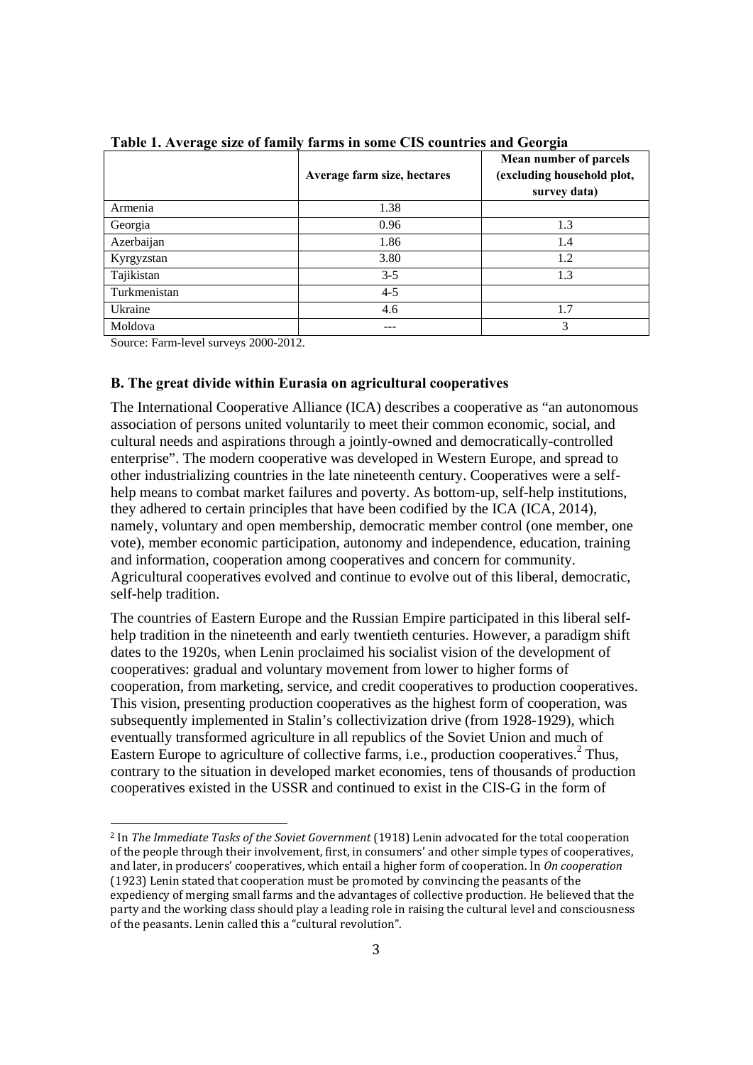**Table 1. Average size of family farms in some CIS countries and Georgia**

| | Average farm size, hectares | Mean number of parcels (excluding household plot, survey data) |
|---|---|---|
| Armenia | 1.38 | |
| Georgia | 0.96 | 1.3 |
| Azerbaijan | 1.86 | 1.4 |
| Kyrgyzstan | 3.80 | 1.2 |
| Tajikistan | 3-5 | 1.3 |
| Turkmenistan | 4-5 | |
| Ukraine | 4.6 | 1.7 |
| Moldova | --- | 3 |

Source: Farm-level surveys 2000-2012.

### B. The great divide within Eurasia on agricultural cooperatives

The International Cooperative Alliance (ICA) describes a cooperative as "an autonomous association of persons united voluntarily to meet their common economic, social, and cultural needs and aspirations through a jointly-owned and democratically-controlled enterprise". The modern cooperative was developed in Western Europe, and spread to other industrializing countries in the late nineteenth century. Cooperatives were a self-help means to combat market failures and poverty. As bottom-up, self-help institutions, they adhered to certain principles that have been codified by the ICA (ICA, 2014), namely, voluntary and open membership, democratic member control (one member, one vote), member economic participation, autonomy and independence, education, training and information, cooperation among cooperatives and concern for community. Agricultural cooperatives evolved and continue to evolve out of this liberal, democratic, self-help tradition.

The countries of Eastern Europe and the Russian Empire participated in this liberal self-help tradition in the nineteenth and early twentieth centuries. However, a paradigm shift dates to the 1920s, when Lenin proclaimed his socialist vision of the development of cooperatives: gradual and voluntary movement from lower to higher forms of cooperation, from marketing, service, and credit cooperatives to production cooperatives. This vision, presenting production cooperatives as the highest form of cooperation, was subsequently implemented in Stalin's collectivization drive (from 1928-1929), which eventually transformed agriculture in all republics of the Soviet Union and much of Eastern Europe to agriculture of collective farms, i.e., production cooperatives.[2] Thus, contrary to the situation in developed market economies, tens of thousands of production cooperatives existed in the USSR and continued to exist in the CIS-G in the form of

[2] In *The Immediate Tasks of the Soviet Government* (1918) Lenin advocated for the total cooperation of the people through their involvement, first, in consumers' and other simple types of cooperatives, and later, in producers' cooperatives, which entail a higher form of cooperation. In *On cooperation* (1923) Lenin stated that cooperation must be promoted by convincing the peasants of the expediency of merging small farms and the advantages of collective production. He believed that the party and the working class should play a leading role in raising the cultural level and consciousness of the peasants. Lenin called this a "cultural revolution".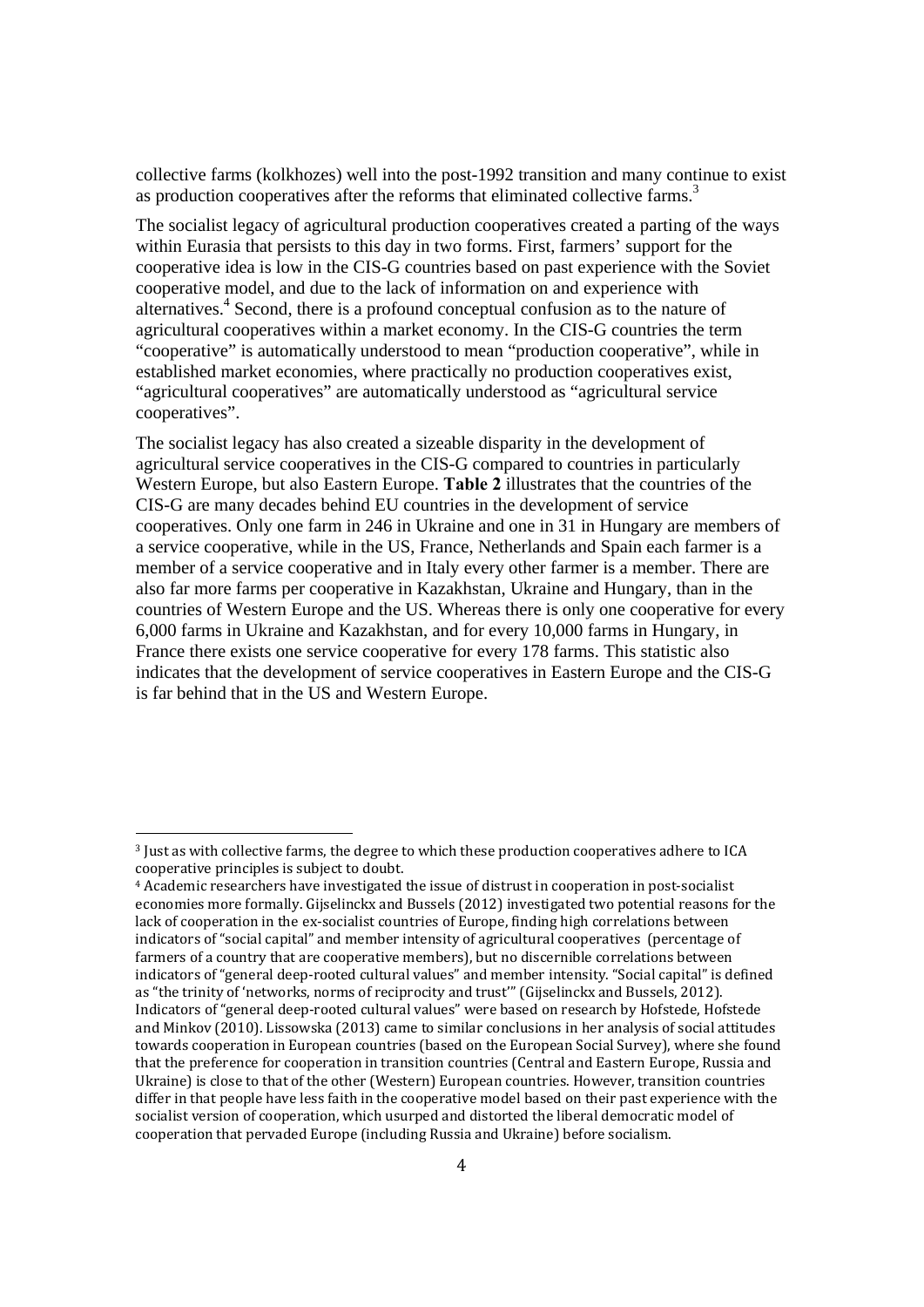collective farms (kolkhozes) well into the post-1992 transition and many continue to exist as production cooperatives after the reforms that eliminated collective farms.[3]

The socialist legacy of agricultural production cooperatives created a parting of the ways within Eurasia that persists to this day in two forms. First, farmers' support for the cooperative idea is low in the CIS-G countries based on past experience with the Soviet cooperative model, and due to the lack of information on and experience with alternatives.[4] Second, there is a profound conceptual confusion as to the nature of agricultural cooperatives within a market economy. In the CIS-G countries the term "cooperative" is automatically understood to mean "production cooperative", while in established market economies, where practically no production cooperatives exist, "agricultural cooperatives" are automatically understood as "agricultural service cooperatives".

The socialist legacy has also created a sizeable disparity in the development of agricultural service cooperatives in the CIS-G compared to countries in particularly Western Europe, but also Eastern Europe. **Table 2** illustrates that the countries of the CIS-G are many decades behind EU countries in the development of service cooperatives. Only one farm in 246 in Ukraine and one in 31 in Hungary are members of a service cooperative, while in the US, France, Netherlands and Spain each farmer is a member of a service cooperative and in Italy every other farmer is a member. There are also far more farms per cooperative in Kazakhstan, Ukraine and Hungary, than in the countries of Western Europe and the US. Whereas there is only one cooperative for every 6,000 farms in Ukraine and Kazakhstan, and for every 10,000 farms in Hungary, in France there exists one service cooperative for every 178 farms. This statistic also indicates that the development of service cooperatives in Eastern Europe and the CIS-G is far behind that in the US and Western Europe.

---

[3] Just as with collective farms, the degree to which these production cooperatives adhere to ICA cooperative principles is subject to doubt.

[4] Academic researchers have investigated the issue of distrust in cooperation in post-socialist economies more formally. Gijselinckx and Bussels (2012) investigated two potential reasons for the lack of cooperation in the ex-socialist countries of Europe, finding high correlations between indicators of "social capital" and member intensity of agricultural cooperatives (percentage of farmers of a country that are cooperative members), but no discernible correlations between indicators of "general deep-rooted cultural values" and member intensity. "Social capital" is defined as "the trinity of 'networks, norms of reciprocity and trust'" (Gijselinckx and Bussels, 2012). Indicators of "general deep-rooted cultural values" were based on research by Hofstede, Hofstede and Minkov (2010). Lissowska (2013) came to similar conclusions in her analysis of social attitudes towards cooperation in European countries (based on the European Social Survey), where she found that the preference for cooperation in transition countries (Central and Eastern Europe, Russia and Ukraine) is close to that of the other (Western) European countries. However, transition countries differ in that people have less faith in the cooperative model based on their past experience with the socialist version of cooperation, which usurped and distorted the liberal democratic model of cooperation that pervaded Europe (including Russia and Ukraine) before socialism.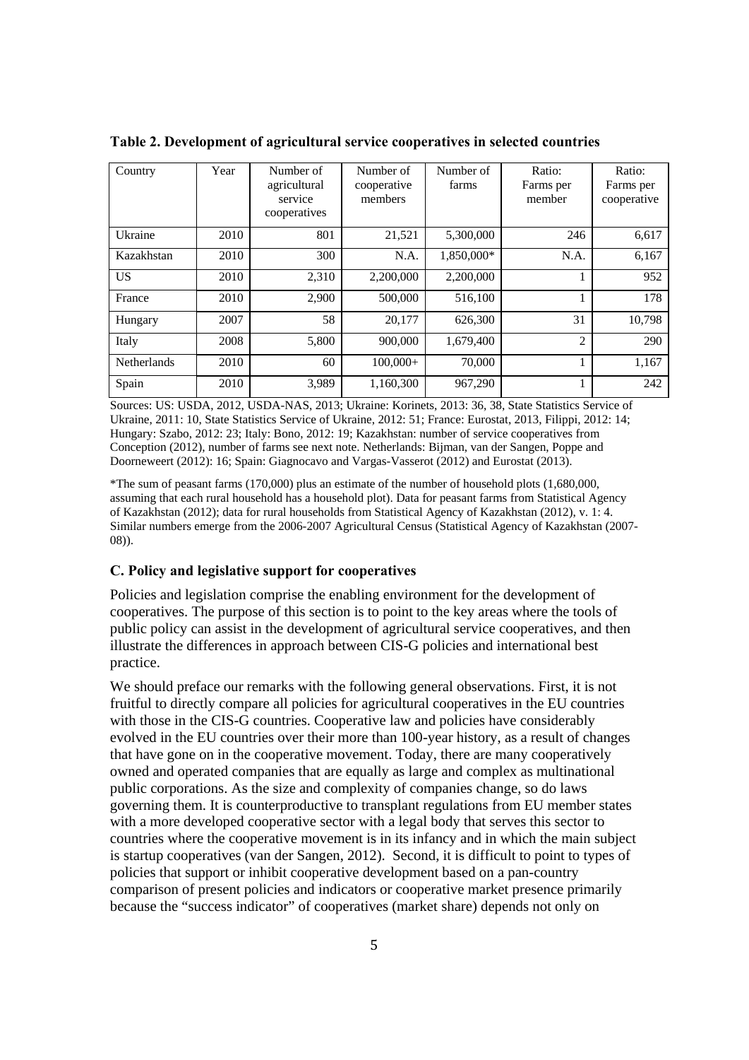**Table 2. Development of agricultural service cooperatives in selected countries**

| Country | Year | Number of agricultural service cooperatives | Number of cooperative members | Number of farms | Ratio: Farms per member | Ratio: Farms per cooperative |
|---|---|---|---|---|---|---|
| Ukraine | 2010 | 801 | 21,521 | 5,300,000 | 246 | 6,617 |
| Kazakhstan | 2010 | 300 | N.A. | 1,850,000* | N.A. | 6,167 |
| US | 2010 | 2,310 | 2,200,000 | 2,200,000 | 1 | 952 |
| France | 2010 | 2,900 | 500,000 | 516,100 | 1 | 178 |
| Hungary | 2007 | 58 | 20,177 | 626,300 | 31 | 10,798 |
| Italy | 2008 | 5,800 | 900,000 | 1,679,400 | 2 | 290 |
| Netherlands | 2010 | 60 | 100,000+ | 70,000 | 1 | 1,167 |
| Spain | 2010 | 3,989 | 1,160,300 | 967,290 | 1 | 242 |

Sources: US: USDA, 2012, USDA-NAS, 2013; Ukraine: Korinets, 2013: 36, 38, State Statistics Service of Ukraine, 2011: 10, State Statistics Service of Ukraine, 2012: 51; France: Eurostat, 2013, Filippi, 2012: 14; Hungary: Szabo, 2012: 23; Italy: Bono, 2012: 19; Kazakhstan: number of service cooperatives from Conception (2012), number of farms see next note. Netherlands: Bijman, van der Sangen, Poppe and Doorneweert (2012): 16; Spain: Giagnocavo and Vargas-Vasserot (2012) and Eurostat (2013).

*The sum of peasant farms (170,000) plus an estimate of the number of household plots (1,680,000, assuming that each rural household has a household plot). Data for peasant farms from Statistical Agency of Kazakhstan (2012); data for rural households from Statistical Agency of Kazakhstan (2012), v. 1: 4. Similar numbers emerge from the 2006-2007 Agricultural Census (Statistical Agency of Kazakhstan (2007-08)).

### C. Policy and legislative support for cooperatives

Policies and legislation comprise the enabling environment for the development of cooperatives. The purpose of this section is to point to the key areas where the tools of public policy can assist in the development of agricultural service cooperatives, and then illustrate the differences in approach between CIS-G policies and international best practice.

We should preface our remarks with the following general observations. First, it is not fruitful to directly compare all policies for agricultural cooperatives in the EU countries with those in the CIS-G countries. Cooperative law and policies have considerably evolved in the EU countries over their more than 100-year history, as a result of changes that have gone on in the cooperative movement. Today, there are many cooperatively owned and operated companies that are equally as large and complex as multinational public corporations. As the size and complexity of companies change, so do laws governing them. It is counterproductive to transplant regulations from EU member states with a more developed cooperative sector with a legal body that serves this sector to countries where the cooperative movement is in its infancy and in which the main subject is startup cooperatives (van der Sangen, 2012). Second, it is difficult to point to types of policies that support or inhibit cooperative development based on a pan-country comparison of present policies and indicators or cooperative market presence primarily because the "success indicator" of cooperatives (market share) depends not only on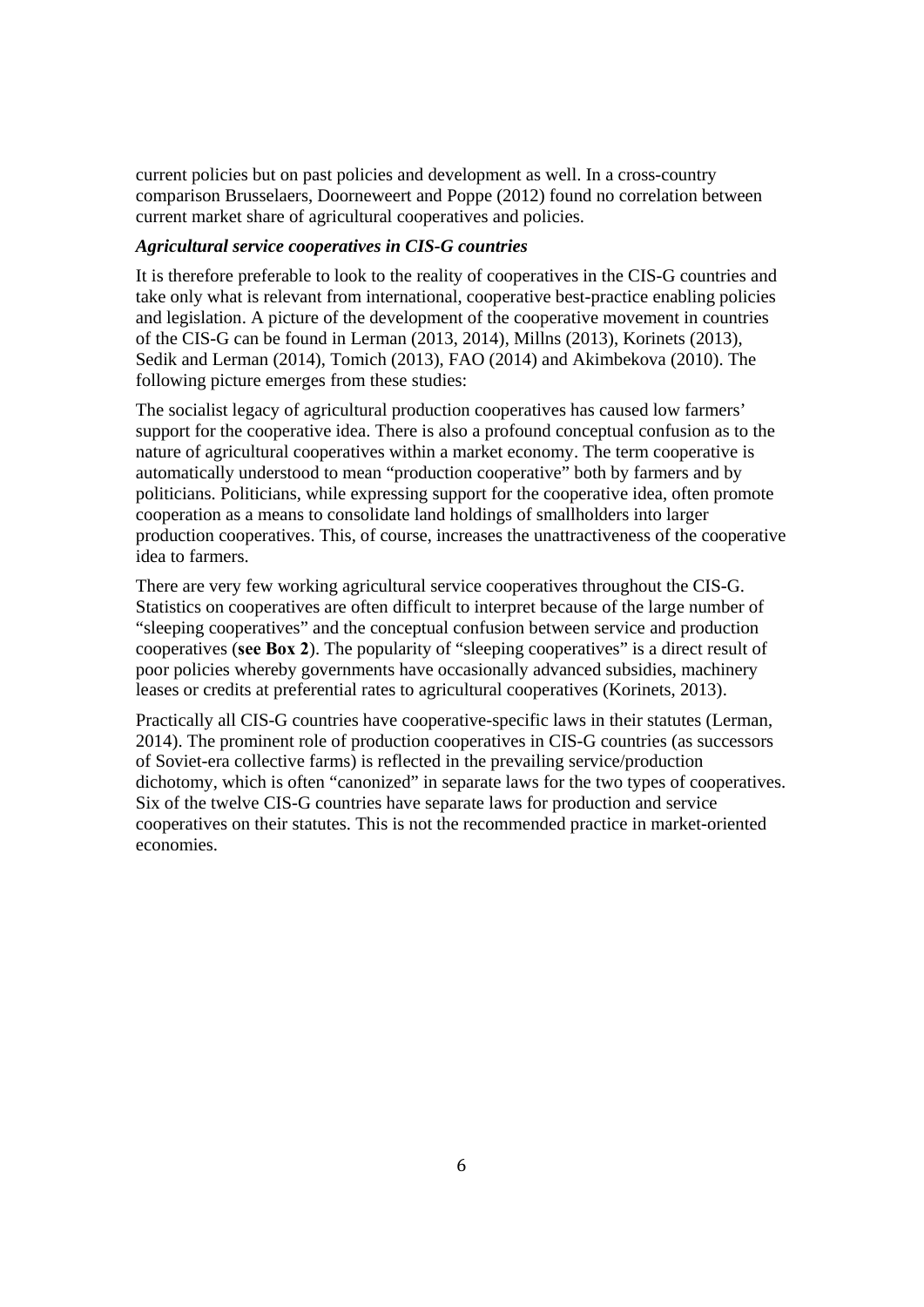current policies but on past policies and development as well. In a cross-country comparison Brusselaers, Doorneweert and Poppe (2012) found no correlation between current market share of agricultural cooperatives and policies.

***Agricultural service cooperatives in CIS-G countries***

It is therefore preferable to look to the reality of cooperatives in the CIS-G countries and take only what is relevant from international, cooperative best-practice enabling policies and legislation. A picture of the development of the cooperative movement in countries of the CIS-G can be found in Lerman (2013, 2014), Millns (2013), Korinets (2013), Sedik and Lerman (2014), Tomich (2013), FAO (2014) and Akimbekova (2010). The following picture emerges from these studies:

The socialist legacy of agricultural production cooperatives has caused low farmers' support for the cooperative idea. There is also a profound conceptual confusion as to the nature of agricultural cooperatives within a market economy. The term cooperative is automatically understood to mean "production cooperative" both by farmers and by politicians. Politicians, while expressing support for the cooperative idea, often promote cooperation as a means to consolidate land holdings of smallholders into larger production cooperatives. This, of course, increases the unattractiveness of the cooperative idea to farmers.

There are very few working agricultural service cooperatives throughout the CIS-G. Statistics on cooperatives are often difficult to interpret because of the large number of "sleeping cooperatives" and the conceptual confusion between service and production cooperatives (**see Box 2**). The popularity of "sleeping cooperatives" is a direct result of poor policies whereby governments have occasionally advanced subsidies, machinery leases or credits at preferential rates to agricultural cooperatives (Korinets, 2013).

Practically all CIS-G countries have cooperative-specific laws in their statutes (Lerman, 2014). The prominent role of production cooperatives in CIS-G countries (as successors of Soviet-era collective farms) is reflected in the prevailing service/production dichotomy, which is often "canonized" in separate laws for the two types of cooperatives. Six of the twelve CIS-G countries have separate laws for production and service cooperatives on their statutes. This is not the recommended practice in market-oriented economies.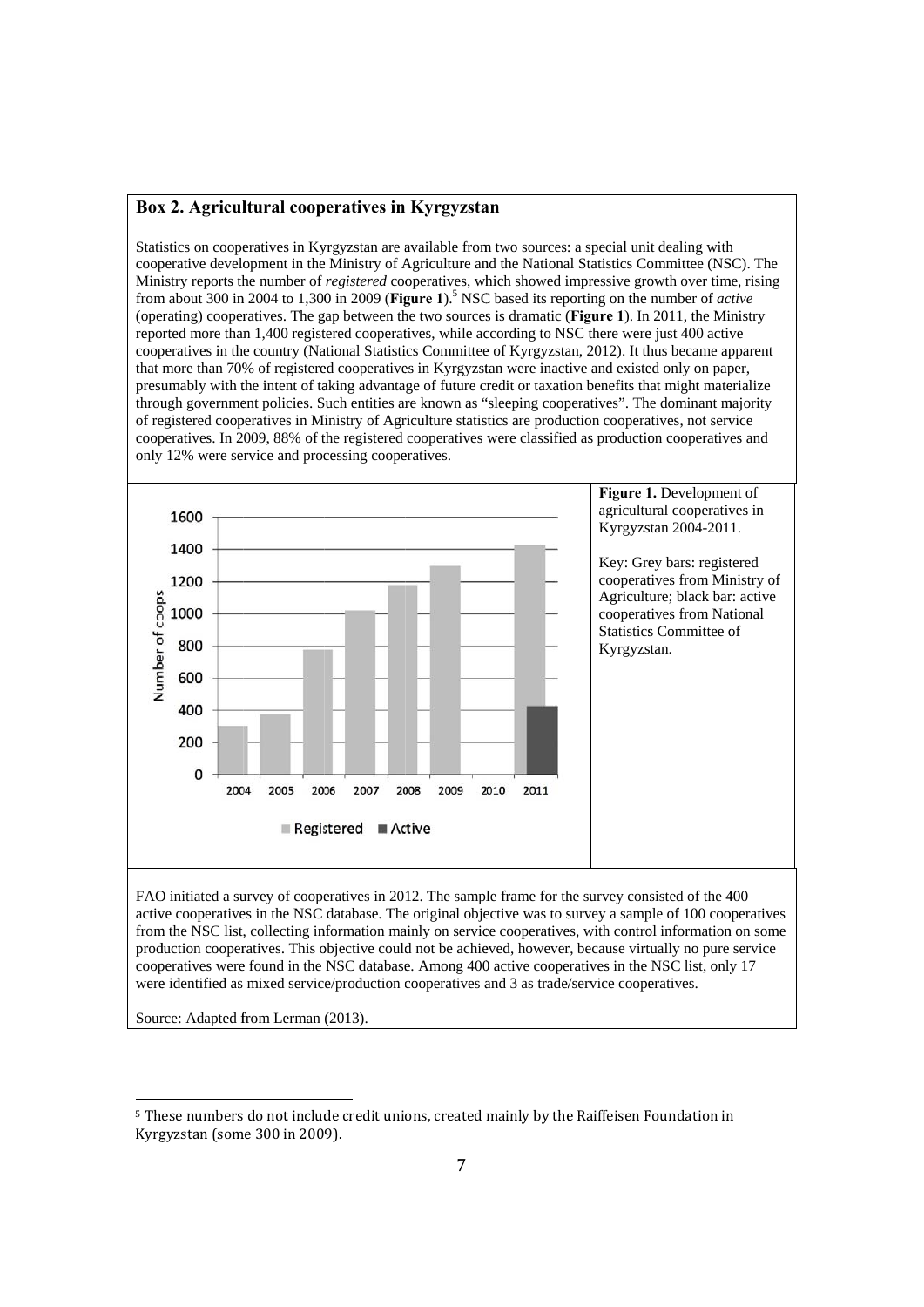### Box 2. Agricultural cooperatives in Kyrgyzstan

Statistics on cooperatives in Kyrgyzstan are available from two sources: a special unit dealing with cooperative development in the Ministry of Agriculture and the National Statistics Committee (NSC). The Ministry reports the number of *registered* cooperatives, which showed impressive growth over time, rising from about 300 in 2004 to 1,300 in 2009 (**Figure 1**).[5] NSC based its reporting on the number of *active* (operating) cooperatives. The gap between the two sources is dramatic (**Figure 1**). In 2011, the Ministry reported more than 1,400 registered cooperatives, while according to NSC there were just 400 active cooperatives in the country (National Statistics Committee of Kyrgyzstan, 2012). It thus became apparent that more than 70% of registered cooperatives in Kyrgyzstan were inactive and existed only on paper, presumably with the intent of taking advantage of future credit or taxation benefits that might materialize through government policies. Such entities are known as "sleeping cooperatives". The dominant majority of registered cooperatives in Ministry of Agriculture statistics are production cooperatives, not service cooperatives. In 2009, 88% of the registered cooperatives were classified as production cooperatives and only 12% were service and processing cooperatives.

**Figure 1.** Development of agricultural cooperatives in Kyrgyzstan 2004-2011.

Key: Grey bars: registered cooperatives from Ministry of Agriculture; black bar: active cooperatives from National Statistics Committee of Kyrgyzstan.

FAO initiated a survey of cooperatives in 2012. The sample frame for the survey consisted of the 400 active cooperatives in the NSC database. The original objective was to survey a sample of 100 cooperatives from the NSC list, collecting information mainly on service cooperatives, with control information on some production cooperatives. This objective could not be achieved, however, because virtually no pure service cooperatives were found in the NSC database. Among 400 active cooperatives in the NSC list, only 17 were identified as mixed service/production cooperatives and 3 as trade/service cooperatives.

Source: Adapted from Lerman (2013).

---

[5] These numbers do not include credit unions, created mainly by the Raiffeisen Foundation in Kyrgyzstan (some 300 in 2009).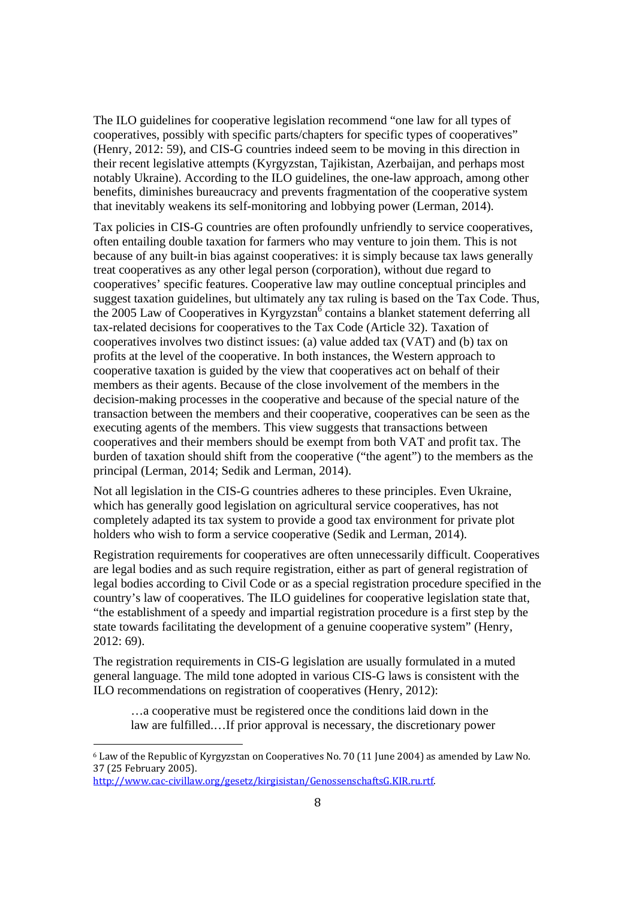The ILO guidelines for cooperative legislation recommend "one law for all types of cooperatives, possibly with specific parts/chapters for specific types of cooperatives" (Henry, 2012: 59), and CIS-G countries indeed seem to be moving in this direction in their recent legislative attempts (Kyrgyzstan, Tajikistan, Azerbaijan, and perhaps most notably Ukraine). According to the ILO guidelines, the one-law approach, among other benefits, diminishes bureaucracy and prevents fragmentation of the cooperative system that inevitably weakens its self-monitoring and lobbying power (Lerman, 2014).

Tax policies in CIS-G countries are often profoundly unfriendly to service cooperatives, often entailing double taxation for farmers who may venture to join them. This is not because of any built-in bias against cooperatives: it is simply because tax laws generally treat cooperatives as any other legal person (corporation), without due regard to cooperatives' specific features. Cooperative law may outline conceptual principles and suggest taxation guidelines, but ultimately any tax ruling is based on the Tax Code. Thus, the 2005 Law of Cooperatives in Kyrgyzstan[6] contains a blanket statement deferring all tax-related decisions for cooperatives to the Tax Code (Article 32). Taxation of cooperatives involves two distinct issues: (a) value added tax (VAT) and (b) tax on profits at the level of the cooperative. In both instances, the Western approach to cooperative taxation is guided by the view that cooperatives act on behalf of their members as their agents. Because of the close involvement of the members in the decision-making processes in the cooperative and because of the special nature of the transaction between the members and their cooperative, cooperatives can be seen as the executing agents of the members. This view suggests that transactions between cooperatives and their members should be exempt from both VAT and profit tax. The burden of taxation should shift from the cooperative ("the agent") to the members as the principal (Lerman, 2014; Sedik and Lerman, 2014).

Not all legislation in the CIS-G countries adheres to these principles. Even Ukraine, which has generally good legislation on agricultural service cooperatives, has not completely adapted its tax system to provide a good tax environment for private plot holders who wish to form a service cooperative (Sedik and Lerman, 2014).

Registration requirements for cooperatives are often unnecessarily difficult. Cooperatives are legal bodies and as such require registration, either as part of general registration of legal bodies according to Civil Code or as a special registration procedure specified in the country's law of cooperatives. The ILO guidelines for cooperative legislation state that, "the establishment of a speedy and impartial registration procedure is a first step by the state towards facilitating the development of a genuine cooperative system" (Henry, 2012: 69).

The registration requirements in CIS-G legislation are usually formulated in a muted general language. The mild tone adopted in various CIS-G laws is consistent with the ILO recommendations on registration of cooperatives (Henry, 2012):

> …a cooperative must be registered once the conditions laid down in the law are fulfilled.…If prior approval is necessary, the discretionary power

---

[6] Law of the Republic of Kyrgyzstan on Cooperatives No. 70 (11 June 2004) as amended by Law No. 37 (25 February 2005). http://www.cac-civillaw.org/gesetz/kirgisistan/GenossenschaftsG.KIR.ru.rtf.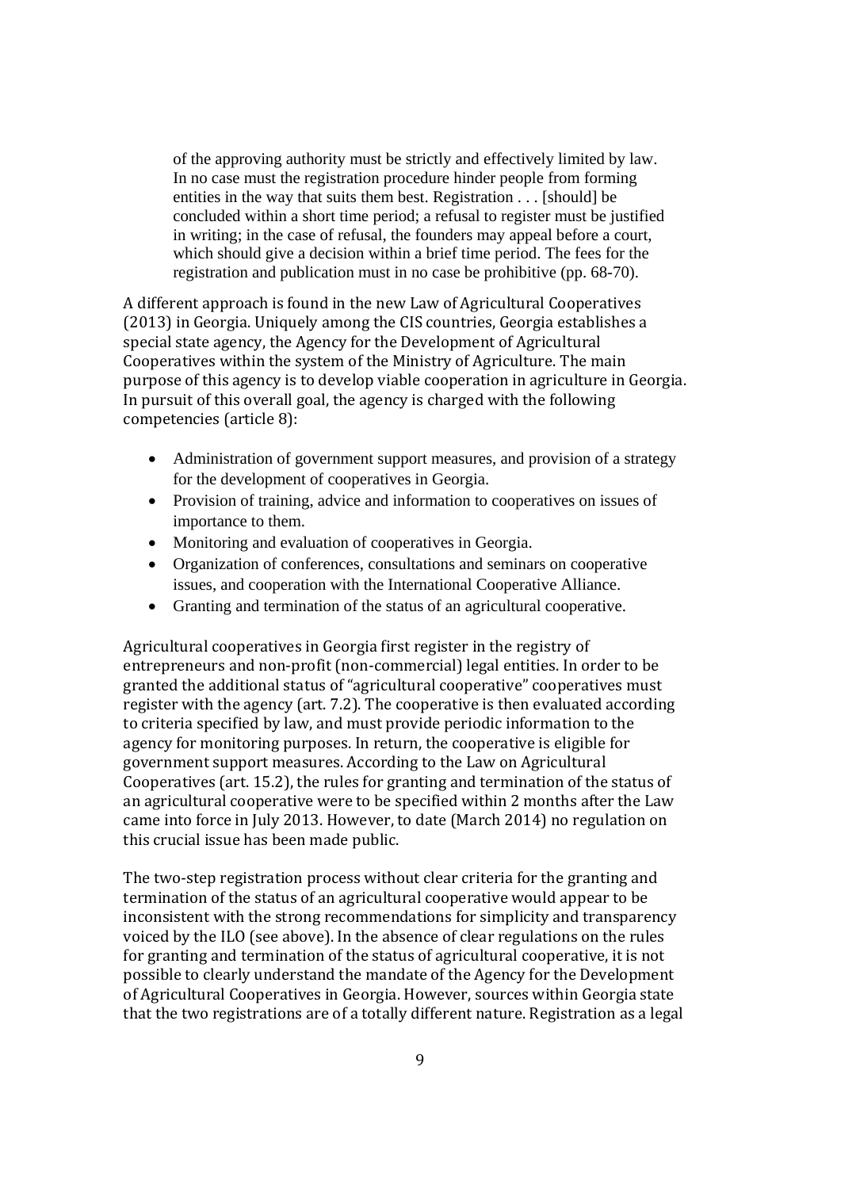> of the approving authority must be strictly and effectively limited by law. In no case must the registration procedure hinder people from forming entities in the way that suits them best. Registration . . . [should] be concluded within a short time period; a refusal to register must be justified in writing; in the case of refusal, the founders may appeal before a court, which should give a decision within a brief time period. The fees for the registration and publication must in no case be prohibitive (pp. 68-70).

A different approach is found in the new Law of Agricultural Cooperatives (2013) in Georgia. Uniquely among the CIS countries, Georgia establishes a special state agency, the Agency for the Development of Agricultural Cooperatives within the system of the Ministry of Agriculture. The main purpose of this agency is to develop viable cooperation in agriculture in Georgia. In pursuit of this overall goal, the agency is charged with the following competencies (article 8):

- Administration of government support measures, and provision of a strategy for the development of cooperatives in Georgia.
- Provision of training, advice and information to cooperatives on issues of importance to them.
- Monitoring and evaluation of cooperatives in Georgia.
- Organization of conferences, consultations and seminars on cooperative issues, and cooperation with the International Cooperative Alliance.
- Granting and termination of the status of an agricultural cooperative.

Agricultural cooperatives in Georgia first register in the registry of entrepreneurs and non-profit (non-commercial) legal entities. In order to be granted the additional status of "agricultural cooperative" cooperatives must register with the agency (art. 7.2). The cooperative is then evaluated according to criteria specified by law, and must provide periodic information to the agency for monitoring purposes. In return, the cooperative is eligible for government support measures. According to the Law on Agricultural Cooperatives (art. 15.2), the rules for granting and termination of the status of an agricultural cooperative were to be specified within 2 months after the Law came into force in July 2013. However, to date (March 2014) no regulation on this crucial issue has been made public.

The two-step registration process without clear criteria for the granting and termination of the status of an agricultural cooperative would appear to be inconsistent with the strong recommendations for simplicity and transparency voiced by the ILO (see above). In the absence of clear regulations on the rules for granting and termination of the status of agricultural cooperative, it is not possible to clearly understand the mandate of the Agency for the Development of Agricultural Cooperatives in Georgia. However, sources within Georgia state that the two registrations are of a totally different nature. Registration as a legal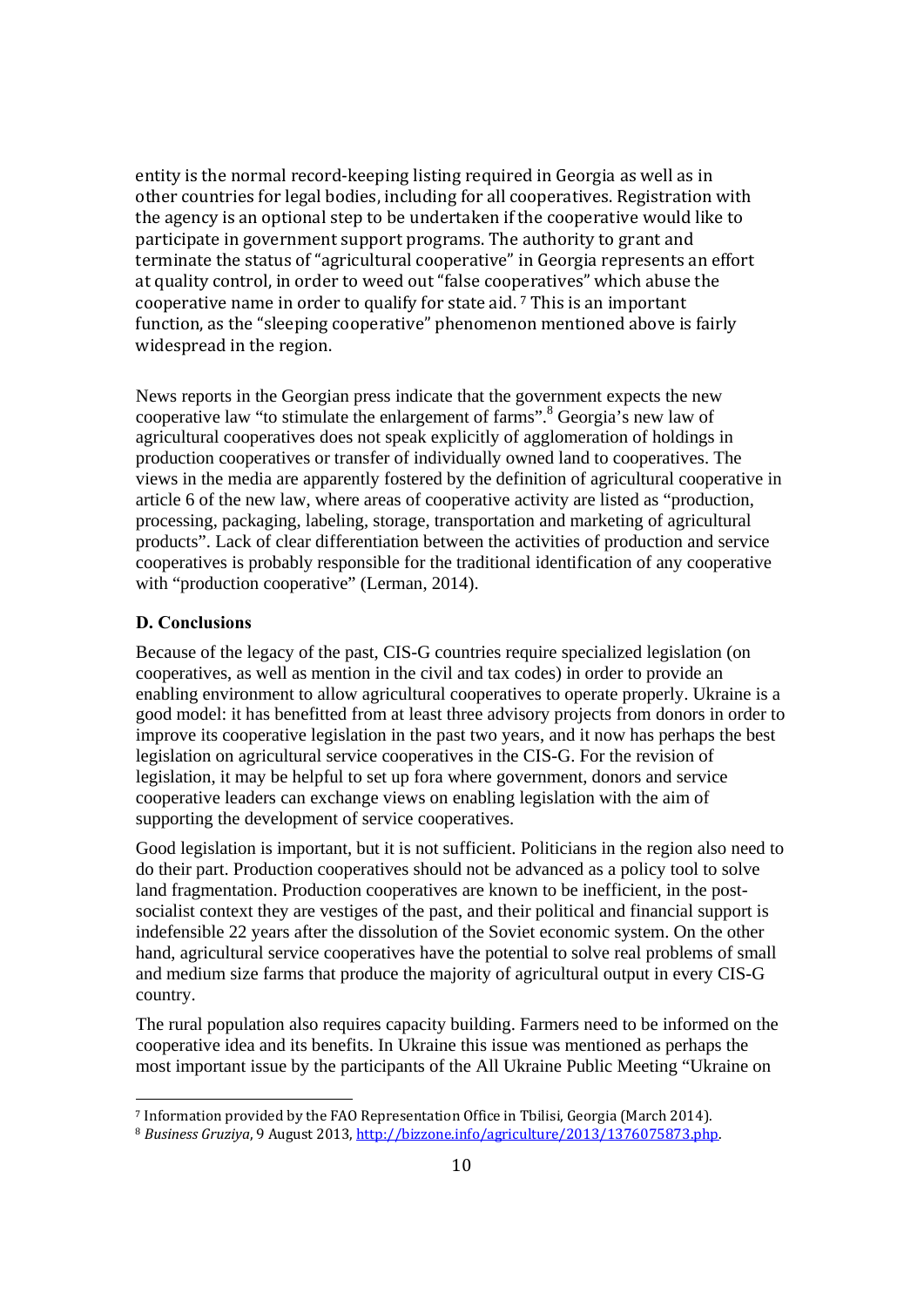entity is the normal record-keeping listing required in Georgia as well as in other countries for legal bodies, including for all cooperatives. Registration with the agency is an optional step to be undertaken if the cooperative would like to participate in government support programs. The authority to grant and terminate the status of "agricultural cooperative" in Georgia represents an effort at quality control, in order to weed out "false cooperatives" which abuse the cooperative name in order to qualify for state aid.[7] This is an important function, as the "sleeping cooperative" phenomenon mentioned above is fairly widespread in the region.

News reports in the Georgian press indicate that the government expects the new cooperative law "to stimulate the enlargement of farms".[8] Georgia's new law of agricultural cooperatives does not speak explicitly of agglomeration of holdings in production cooperatives or transfer of individually owned land to cooperatives. The views in the media are apparently fostered by the definition of agricultural cooperative in article 6 of the new law, where areas of cooperative activity are listed as "production, processing, packaging, labeling, storage, transportation and marketing of agricultural products". Lack of clear differentiation between the activities of production and service cooperatives is probably responsible for the traditional identification of any cooperative with "production cooperative" (Lerman, 2014).

### D. Conclusions

Because of the legacy of the past, CIS-G countries require specialized legislation (on cooperatives, as well as mention in the civil and tax codes) in order to provide an enabling environment to allow agricultural cooperatives to operate properly. Ukraine is a good model: it has benefitted from at least three advisory projects from donors in order to improve its cooperative legislation in the past two years, and it now has perhaps the best legislation on agricultural service cooperatives in the CIS-G. For the revision of legislation, it may be helpful to set up fora where government, donors and service cooperative leaders can exchange views on enabling legislation with the aim of supporting the development of service cooperatives.

Good legislation is important, but it is not sufficient. Politicians in the region also need to do their part. Production cooperatives should not be advanced as a policy tool to solve land fragmentation. Production cooperatives are known to be inefficient, in the post-socialist context they are vestiges of the past, and their political and financial support is indefensible 22 years after the dissolution of the Soviet economic system. On the other hand, agricultural service cooperatives have the potential to solve real problems of small and medium size farms that produce the majority of agricultural output in every CIS-G country.

The rural population also requires capacity building. Farmers need to be informed on the cooperative idea and its benefits. In Ukraine this issue was mentioned as perhaps the most important issue by the participants of the All Ukraine Public Meeting "Ukraine on

---

[7] Information provided by the FAO Representation Office in Tbilisi, Georgia (March 2014).

[8] *Business Gruziya*, 9 August 2013, http://bizzone.info/agriculture/2013/1376075873.php.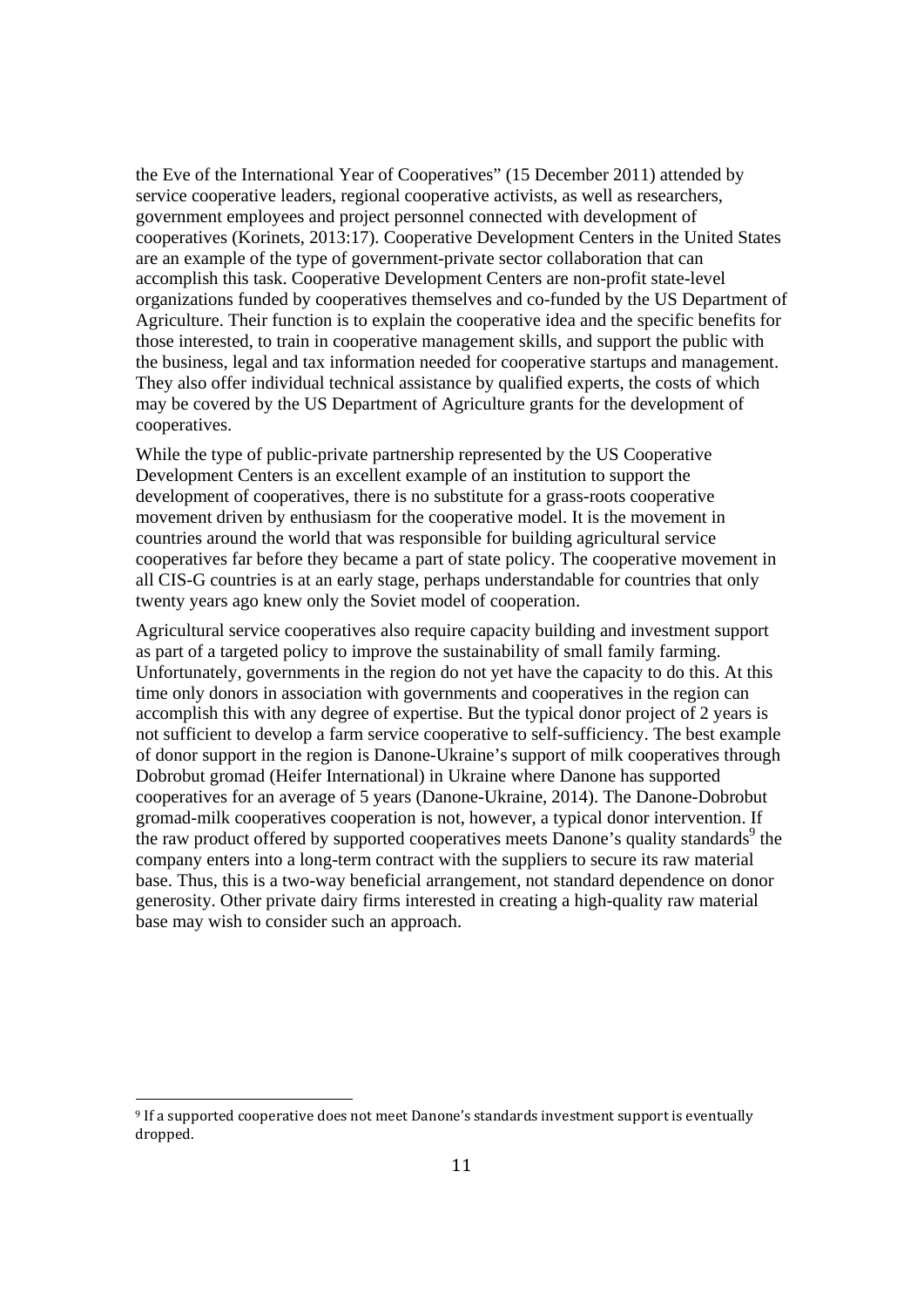the Eve of the International Year of Cooperatives" (15 December 2011) attended by service cooperative leaders, regional cooperative activists, as well as researchers, government employees and project personnel connected with development of cooperatives (Korinets, 2013:17). Cooperative Development Centers in the United States are an example of the type of government-private sector collaboration that can accomplish this task. Cooperative Development Centers are non-profit state-level organizations funded by cooperatives themselves and co-funded by the US Department of Agriculture. Their function is to explain the cooperative idea and the specific benefits for those interested, to train in cooperative management skills, and support the public with the business, legal and tax information needed for cooperative startups and management. They also offer individual technical assistance by qualified experts, the costs of which may be covered by the US Department of Agriculture grants for the development of cooperatives.

While the type of public-private partnership represented by the US Cooperative Development Centers is an excellent example of an institution to support the development of cooperatives, there is no substitute for a grass-roots cooperative movement driven by enthusiasm for the cooperative model. It is the movement in countries around the world that was responsible for building agricultural service cooperatives far before they became a part of state policy. The cooperative movement in all CIS-G countries is at an early stage, perhaps understandable for countries that only twenty years ago knew only the Soviet model of cooperation.

Agricultural service cooperatives also require capacity building and investment support as part of a targeted policy to improve the sustainability of small family farming. Unfortunately, governments in the region do not yet have the capacity to do this. At this time only donors in association with governments and cooperatives in the region can accomplish this with any degree of expertise. But the typical donor project of 2 years is not sufficient to develop a farm service cooperative to self-sufficiency. The best example of donor support in the region is Danone-Ukraine's support of milk cooperatives through Dobrobut gromad (Heifer International) in Ukraine where Danone has supported cooperatives for an average of 5 years (Danone-Ukraine, 2014). The Danone-Dobrobut gromad-milk cooperatives cooperation is not, however, a typical donor intervention. If the raw product offered by supported cooperatives meets Danone's quality standards[9] the company enters into a long-term contract with the suppliers to secure its raw material base. Thus, this is a two-way beneficial arrangement, not standard dependence on donor generosity. Other private dairy firms interested in creating a high-quality raw material base may wish to consider such an approach.

[9] If a supported cooperative does not meet Danone's standards investment support is eventually dropped.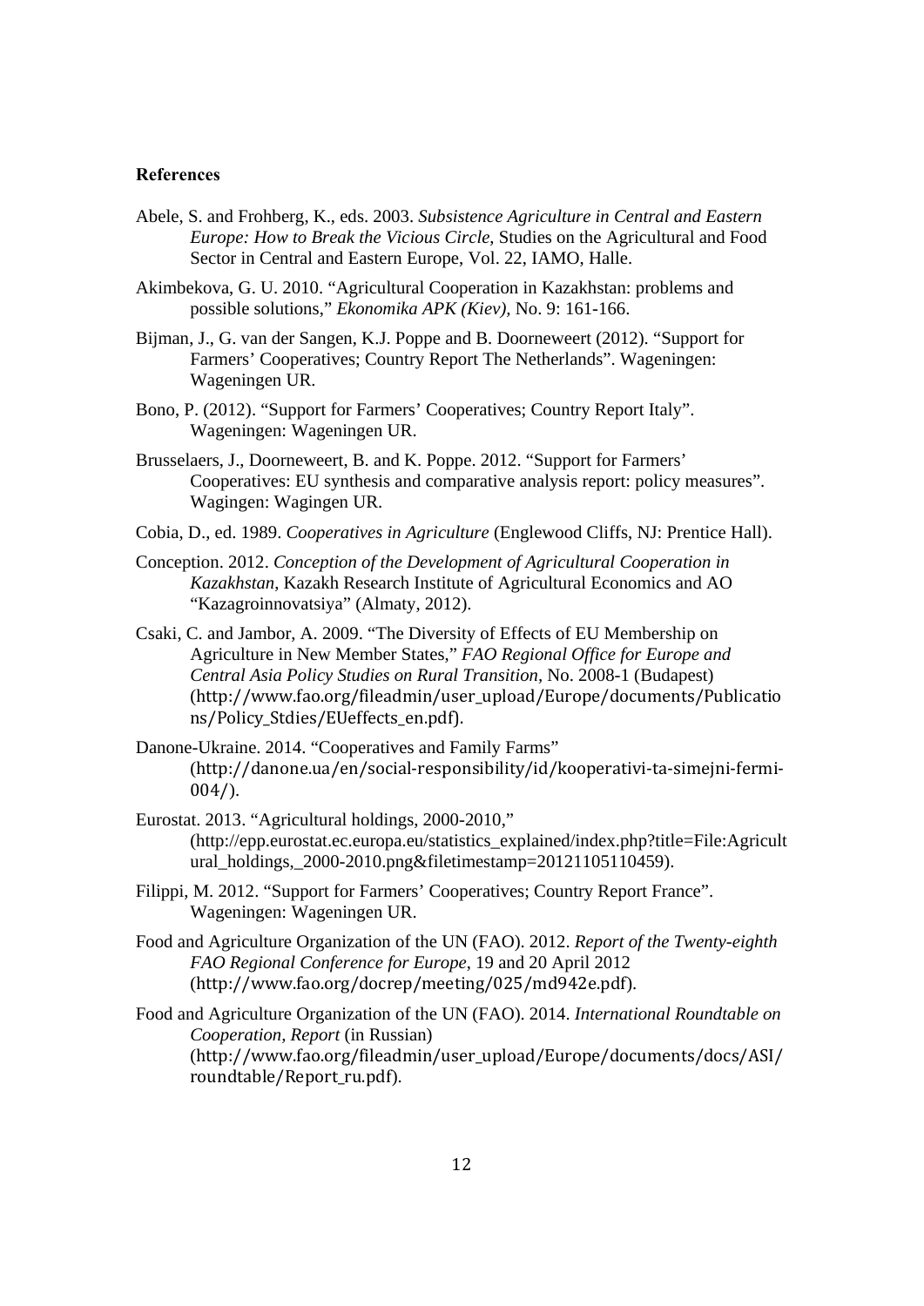## References

Abele, S. and Frohberg, K., eds. 2003. *Subsistence Agriculture in Central and Eastern Europe: How to Break the Vicious Circle*, Studies on the Agricultural and Food Sector in Central and Eastern Europe, Vol. 22, IAMO, Halle.

Akimbekova, G. U. 2010. "Agricultural Cooperation in Kazakhstan: problems and possible solutions," *Ekonomika APK (Kiev)*, No. 9: 161-166.

Bijman, J., G. van der Sangen, K.J. Poppe and B. Doorneweert (2012). "Support for Farmers' Cooperatives; Country Report The Netherlands". Wageningen: Wageningen UR.

Bono, P. (2012). "Support for Farmers' Cooperatives; Country Report Italy". Wageningen: Wageningen UR.

Brusselaers, J., Doorneweert, B. and K. Poppe. 2012. "Support for Farmers' Cooperatives: EU synthesis and comparative analysis report: policy measures". Wagingen: Wagingen UR.

Cobia, D., ed. 1989. *Cooperatives in Agriculture* (Englewood Cliffs, NJ: Prentice Hall).

Conception. 2012. *Conception of the Development of Agricultural Cooperation in Kazakhstan*, Kazakh Research Institute of Agricultural Economics and AO "Kazagroinnovatsiya" (Almaty, 2012).

Csaki, C. and Jambor, A. 2009. "The Diversity of Effects of EU Membership on Agriculture in New Member States," *FAO Regional Office for Europe and Central Asia Policy Studies on Rural Transition*, No. 2008-1 (Budapest) (http://www.fao.org/fileadmin/user_upload/Europe/documents/Publications/Policy_Stdies/EUeffects_en.pdf).

Danone-Ukraine. 2014. "Cooperatives and Family Farms" (http://danone.ua/en/social-responsibility/id/kooperativi-ta-simejni-fermi-004/).

Eurostat. 2013. "Agricultural holdings, 2000-2010," (http://epp.eurostat.ec.europa.eu/statistics_explained/index.php?title=File:Agricultural_holdings,_2000-2010.png&filetimestamp=20121105110459).

Filippi, M. 2012. "Support for Farmers' Cooperatives; Country Report France". Wageningen: Wageningen UR.

Food and Agriculture Organization of the UN (FAO). 2012. *Report of the Twenty-eighth FAO Regional Conference for Europe*, 19 and 20 April 2012 (http://www.fao.org/docrep/meeting/025/md942e.pdf).

Food and Agriculture Organization of the UN (FAO). 2014. *International Roundtable on Cooperation, Report* (in Russian) (http://www.fao.org/fileadmin/user_upload/Europe/documents/docs/ASI/roundtable/Report_ru.pdf).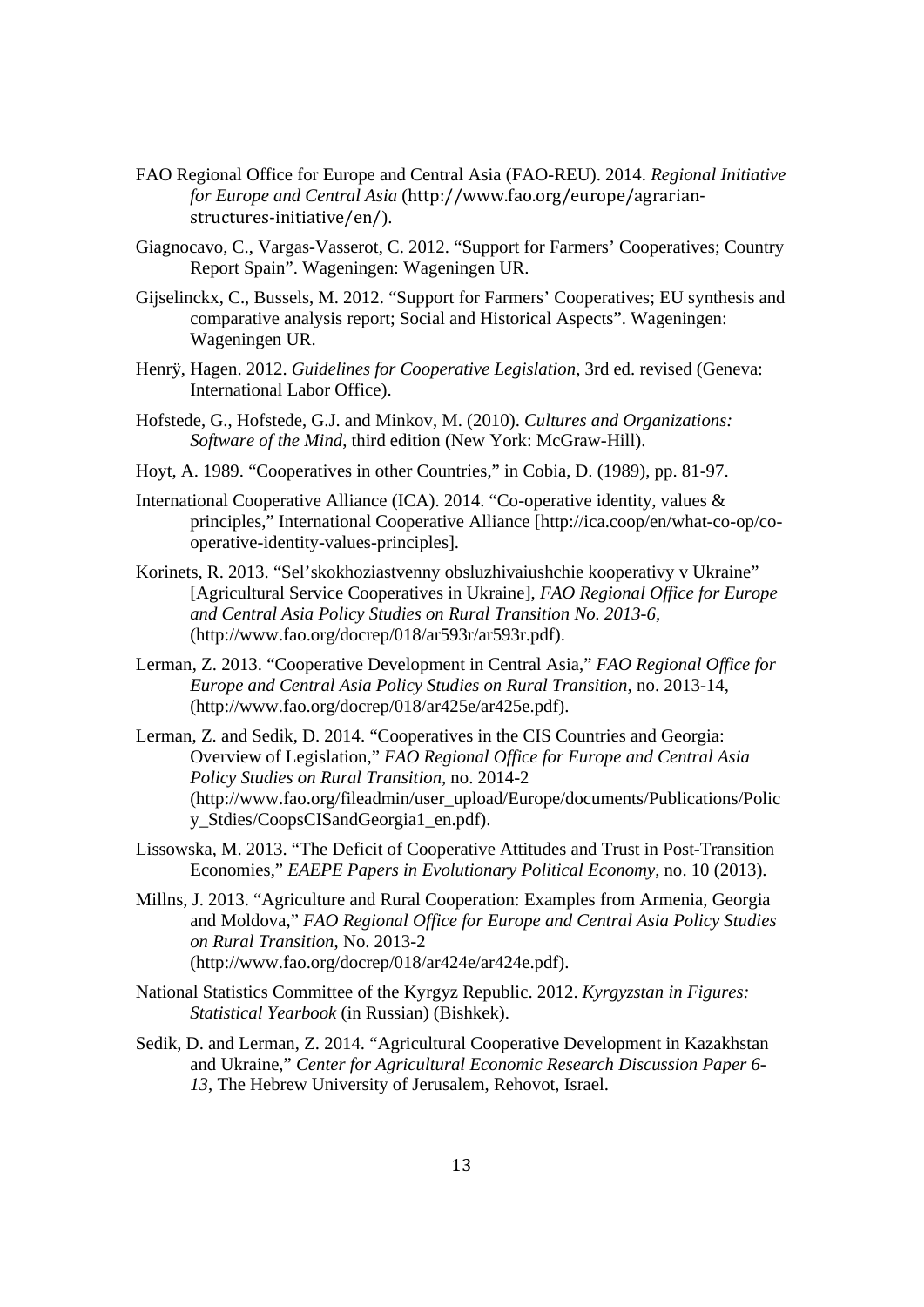FAO Regional Office for Europe and Central Asia (FAO-REU). 2014. *Regional Initiative for Europe and Central Asia* (http://www.fao.org/europe/agrarian-structures-initiative/en/).

Giagnocavo, C., Vargas-Vasserot, C. 2012. "Support for Farmers' Cooperatives; Country Report Spain". Wageningen: Wageningen UR.

Gijselinckx, C., Bussels, M. 2012. "Support for Farmers' Cooperatives; EU synthesis and comparative analysis report; Social and Historical Aspects". Wageningen: Wageningen UR.

Henrÿ, Hagen. 2012. *Guidelines for Cooperative Legislation*, 3rd ed. revised (Geneva: International Labor Office).

Hofstede, G., Hofstede, G.J. and Minkov, M. (2010). *Cultures and Organizations: Software of the Mind*, third edition (New York: McGraw-Hill).

Hoyt, A. 1989. "Cooperatives in other Countries," in Cobia, D. (1989), pp. 81-97.

International Cooperative Alliance (ICA). 2014. "Co-operative identity, values & principles," International Cooperative Alliance [http://ica.coop/en/what-co-op/co-operative-identity-values-principles].

Korinets, R. 2013. "Sel'skokhoziastvenny obsluzhivaiushchie kooperativy v Ukraine" [Agricultural Service Cooperatives in Ukraine], *FAO Regional Office for Europe and Central Asia Policy Studies on Rural Transition No. 2013-6*, (http://www.fao.org/docrep/018/ar593r/ar593r.pdf).

Lerman, Z. 2013. "Cooperative Development in Central Asia," *FAO Regional Office for Europe and Central Asia Policy Studies on Rural Transition*, no. 2013-14, (http://www.fao.org/docrep/018/ar425e/ar425e.pdf).

Lerman, Z. and Sedik, D. 2014. "Cooperatives in the CIS Countries and Georgia: Overview of Legislation," *FAO Regional Office for Europe and Central Asia Policy Studies on Rural Transition*, no. 2014-2 (http://www.fao.org/fileadmin/user_upload/Europe/documents/Publications/Policy_Stdies/CoopsCISandGeorgia1_en.pdf).

Lissowska, M. 2013. "The Deficit of Cooperative Attitudes and Trust in Post-Transition Economies," *EAEPE Papers in Evolutionary Political Economy*, no. 10 (2013).

Millns, J. 2013. "Agriculture and Rural Cooperation: Examples from Armenia, Georgia and Moldova," *FAO Regional Office for Europe and Central Asia Policy Studies on Rural Transition*, No. 2013-2 (http://www.fao.org/docrep/018/ar424e/ar424e.pdf).

National Statistics Committee of the Kyrgyz Republic. 2012. *Kyrgyzstan in Figures: Statistical Yearbook* (in Russian) (Bishkek).

Sedik, D. and Lerman, Z. 2014. "Agricultural Cooperative Development in Kazakhstan and Ukraine," *Center for Agricultural Economic Research Discussion Paper 6-13*, The Hebrew University of Jerusalem, Rehovot, Israel.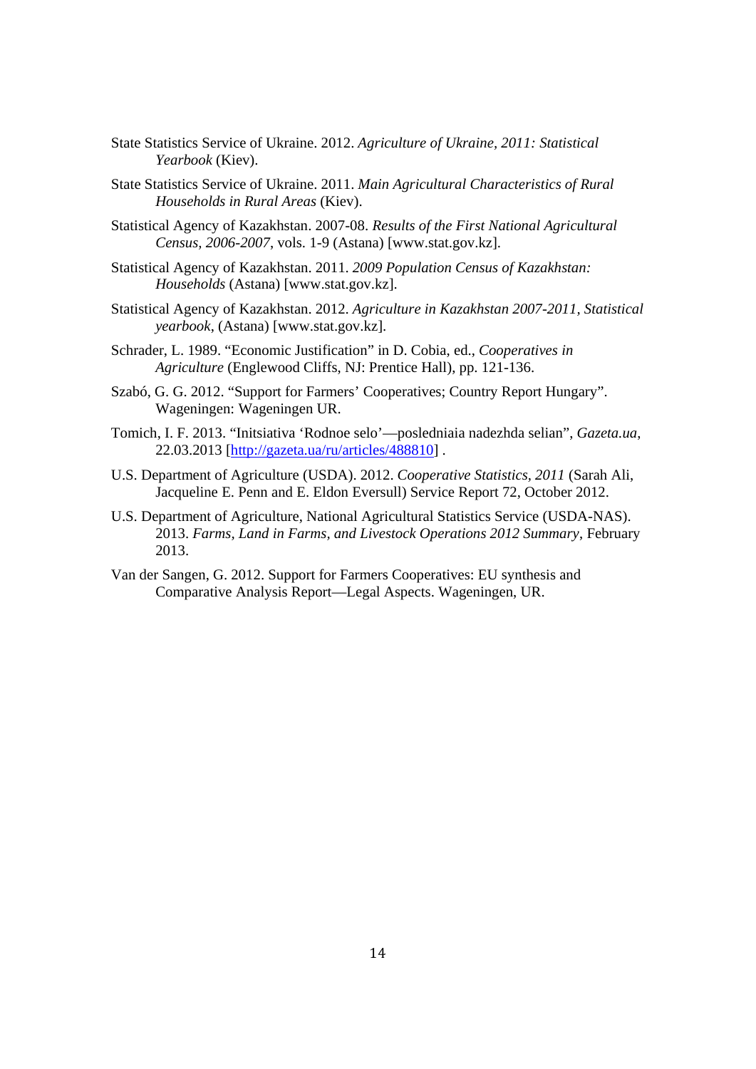State Statistics Service of Ukraine. 2012. *Agriculture of Ukraine, 2011: Statistical Yearbook* (Kiev).

State Statistics Service of Ukraine. 2011. *Main Agricultural Characteristics of Rural Households in Rural Areas* (Kiev).

Statistical Agency of Kazakhstan. 2007-08. *Results of the First National Agricultural Census, 2006-2007*, vols. 1-9 (Astana) [www.stat.gov.kz].

Statistical Agency of Kazakhstan. 2011. *2009 Population Census of Kazakhstan: Households* (Astana) [www.stat.gov.kz].

Statistical Agency of Kazakhstan. 2012. *Agriculture in Kazakhstan 2007-2011, Statistical yearbook*, (Astana) [www.stat.gov.kz].

Schrader, L. 1989. "Economic Justification" in D. Cobia, ed., *Cooperatives in Agriculture* (Englewood Cliffs, NJ: Prentice Hall), pp. 121-136.

Szabó, G. G. 2012. "Support for Farmers' Cooperatives; Country Report Hungary". Wageningen: Wageningen UR.

Tomich, I. F. 2013. "Initsiativa 'Rodnoe selo'—poslednaia nadezhda selian", *Gazeta.ua*, 22.03.2013 [http://gazeta.ua/ru/articles/488810] .

U.S. Department of Agriculture (USDA). 2012. *Cooperative Statistics, 2011* (Sarah Ali, Jacqueline E. Penn and E. Eldon Eversull) Service Report 72, October 2012.

U.S. Department of Agriculture, National Agricultural Statistics Service (USDA-NAS). 2013. *Farms, Land in Farms, and Livestock Operations 2012 Summary*, February 2013.

Van der Sangen, G. 2012. Support for Farmers Cooperatives: EU synthesis and Comparative Analysis Report—Legal Aspects. Wageningen, UR.